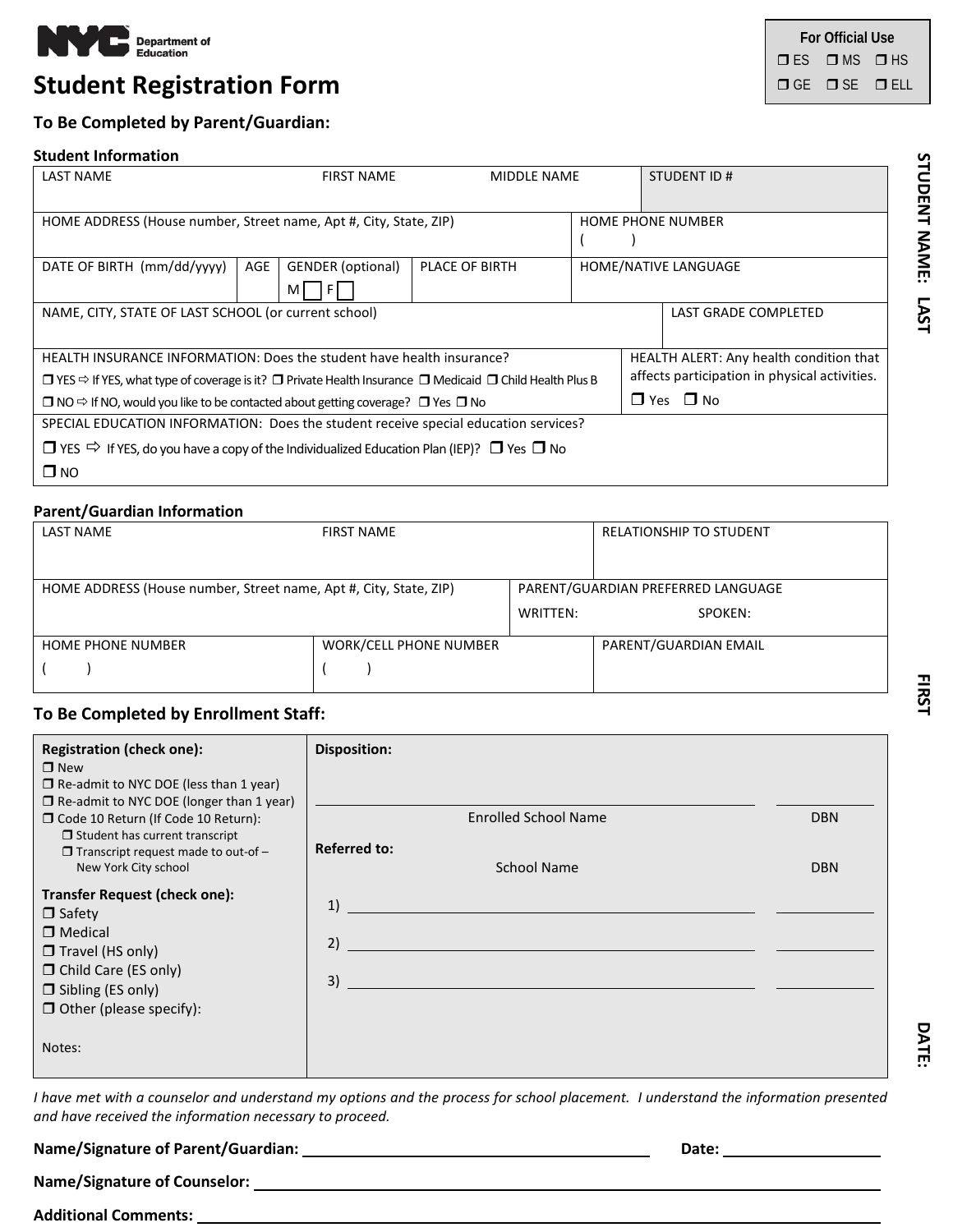NYC Department of Education

# Student Registration Form

| For Official Use | | |
|---|---|---|
| ❐ ES | ❐ MS | ❐ HS |
| ❐ GE | ❐ SE | ❐ ELL |

## To Be Completed by Parent/Guardian:

### Student Information

| LAST NAME | FIRST NAME | MIDDLE NAME | STUDENT ID # |
|---|---|---|---|
| | | | |

| HOME ADDRESS (House number, Street name, Apt #, City, State, ZIP) | HOME PHONE NUMBER ( ) |
|---|---|

| DATE OF BIRTH (mm/dd/yyyy) | AGE | GENDER (optional) M ☐ F ☐ | PLACE OF BIRTH | HOME/NATIVE LANGUAGE |
|---|---|---|---|---|

| NAME, CITY, STATE OF LAST SCHOOL (or current school) | LAST GRADE COMPLETED |
|---|---|

| HEALTH INSURANCE INFORMATION: Does the student have health insurance? | HEALTH ALERT: Any health condition that affects participation in physical activities. |
|---|---|
| ❐ YES ⇨ If YES, what type of coverage is it? ❐ Private Health Insurance ❐ Medicaid ❐ Child Health Plus B | ❐ Yes ❐ No |
| ❐ NO ⇨ If NO, would you like to be contacted about getting coverage? ❐ Yes ❐ No | |

SPECIAL EDUCATION INFORMATION: Does the student receive special education services?

❐ YES ⇨ If YES, do you have a copy of the Individualized Education Plan (IEP)? ❐ Yes ❐ No

❐ NO

### Parent/Guardian Information

| LAST NAME | FIRST NAME | RELATIONSHIP TO STUDENT |
|---|---|---|

| HOME ADDRESS (House number, Street name, Apt #, City, State, ZIP) | PARENT/GUARDIAN PREFERRED LANGUAGE WRITTEN: SPOKEN: |
|---|---|

| HOME PHONE NUMBER ( ) | WORK/CELL PHONE NUMBER ( ) | PARENT/GUARDIAN EMAIL |
|---|---|---|

## To Be Completed by Enrollment Staff:

**Registration (check one):**
- ❐ New
- ❐ Re-admit to NYC DOE (less than 1 year)
- ❐ Re-admit to NYC DOE (longer than 1 year)
- ❐ Code 10 Return (If Code 10 Return):
  - ❐ Student has current transcript
  - ❐ Transcript request made to out-of – New York City school

**Transfer Request (check one):**
- ❐ Safety
- ❐ Medical
- ❐ Travel (HS only)
- ❐ Child Care (ES only)
- ❐ Sibling (ES only)
- ❐ Other (please specify):

Notes:

**Disposition:**

_______________________ Enrolled School Name _______ DBN

**Referred to:**

| | School Name | DBN |
|---|---|---|
| 1) | | |
| 2) | | |
| 3) | | |

*I have met with a counselor and understand my options and the process for school placement. I understand the information presented and have received the information necessary to proceed.*

**Name/Signature of Parent/Guardian:** ______________________ **Date:** __________

**Name/Signature of Counselor:** ______________________

**Additional Comments:** ______________________

STUDENT NAME: LAST FIRST DATE: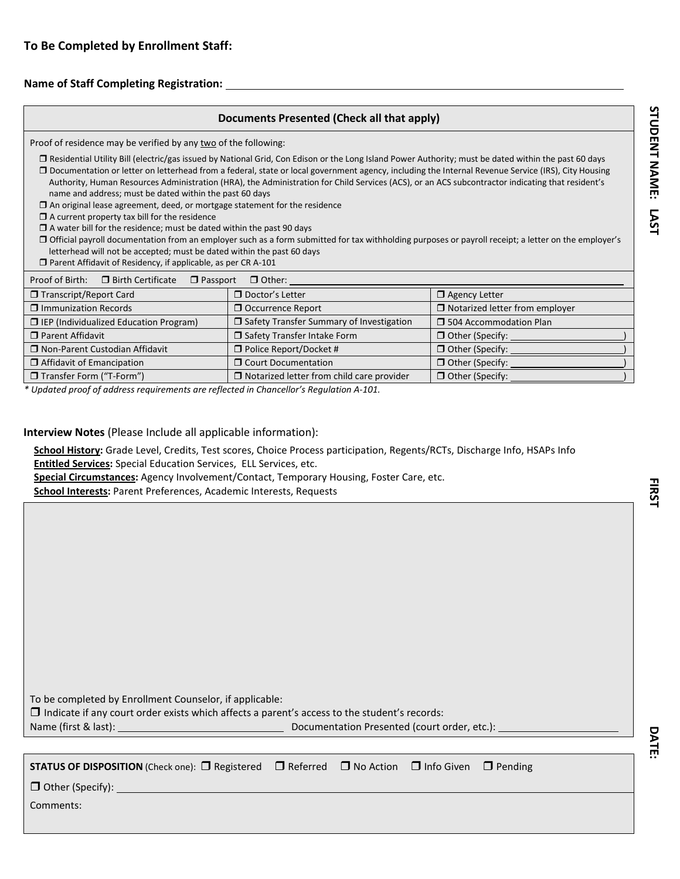**To Be Completed by Enrollment Staff:**

**Name of Staff Completing Registration:** ____________________

**STUDENT NAME: LAST** ____________ **FIRST** ____________ **DATE:** ____________

### Documents Presented (Check all that apply)

Proof of residence may be verified by any two of the following:

- ☐ Residential Utility Bill (electric/gas issued by National Grid, Con Edison or the Long Island Power Authority; must be dated within the past 60 days
- ☐ Documentation or letter on letterhead from a federal, state or local government agency, including the Internal Revenue Service (IRS), City Housing Authority, Human Resources Administration (HRA), the Administration for Child Services (ACS), or an ACS subcontractor indicating that resident's name and address; must be dated within the past 60 days
- ☐ An original lease agreement, deed, or mortgage statement for the residence
- ☐ A current property tax bill for the residence
- ☐ A water bill for the residence; must be dated within the past 90 days
- ☐ Official payroll documentation from an employer such as a form submitted for tax withholding purposes or payroll receipt; a letter on the employer's letterhead will not be accepted; must be dated within the past 60 days
- ☐ Parent Affidavit of Residency, if applicable, as per CR A-101

Proof of Birth: ☐ Birth Certificate ☐ Passport ☐ Other: ____________

| | | |
|---|---|---|
| ☐ Transcript/Report Card | ☐ Doctor's Letter | ☐ Agency Letter |
| ☐ Immunization Records | ☐ Occurrence Report | ☐ Notarized letter from employer |
| ☐ IEP (Individualized Education Program) | ☐ Safety Transfer Summary of Investigation | ☐ 504 Accommodation Plan |
| ☐ Parent Affidavit | ☐ Safety Transfer Intake Form | ☐ Other (Specify: ____________) |
| ☐ Non-Parent Custodian Affidavit | ☐ Police Report/Docket # | ☐ Other (Specify: ____________) |
| ☐ Affidavit of Emancipation | ☐ Court Documentation | ☐ Other (Specify: ____________) |
| ☐ Transfer Form ("T-Form") | ☐ Notarized letter from child care provider | ☐ Other (Specify: ____________) |

*\* Updated proof of address requirements are reflected in Chancellor's Regulation A-101.*

**Interview Notes** (Please Include all applicable information):

**School History:** Grade Level, Credits, Test scores, Choice Process participation, Regents/RCTs, Discharge Info, HSAPs Info
**Entitled Services:** Special Education Services, ELL Services, etc.
**Special Circumstances:** Agency Involvement/Contact, Temporary Housing, Foster Care, etc.
**School Interests:** Parent Preferences, Academic Interests, Requests

To be completed by Enrollment Counselor, if applicable:

☐ Indicate if any court order exists which affects a parent's access to the student's records:

Name (first & last): ____________ Documentation Presented (court order, etc.): ____________

**STATUS OF DISPOSITION** (Check one): ☐ Registered ☐ Referred ☐ No Action ☐ Info Given ☐ Pending

☐ Other (Specify): ____________

Comments: